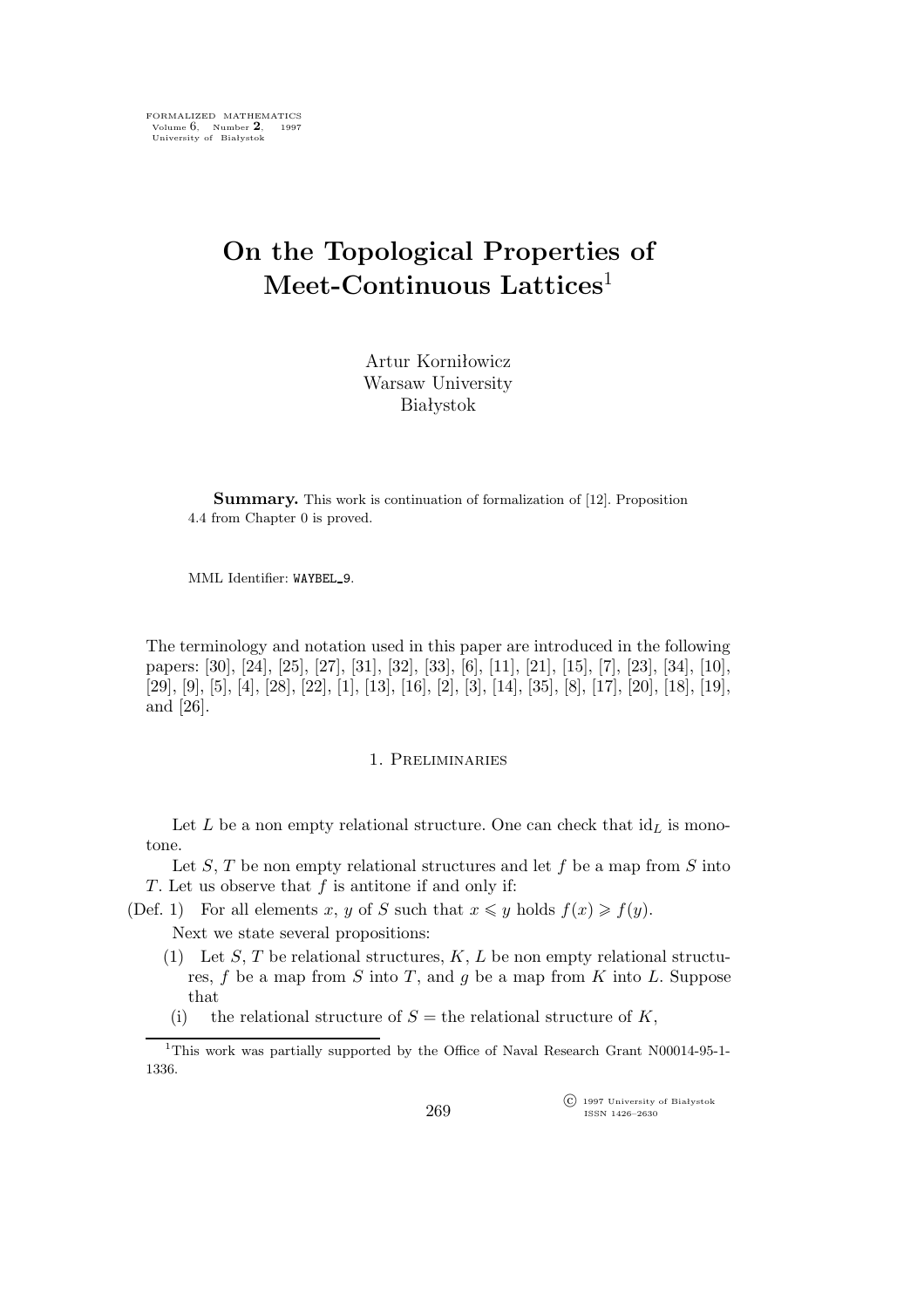FORMALIZED MATHEMATICS
Volume 6, Number **2**, 1997
University of Białystok

# On the Topological Properties of Meet-Continuous Lattices[1]

Artur Korniłowicz
Warsaw University
Białystok

**Summary.** This work is continuation of formalization of [12]. Proposition 4.4 from Chapter 0 is proved.

MML Identifier: WAYBEL_9.

The terminology and notation used in this paper are introduced in the following papers: [30], [24], [25], [27], [31], [32], [33], [6], [11], [21], [15], [7], [23], [34], [10], [29], [9], [5], [4], [28], [22], [1], [13], [16], [2], [3], [14], [35], [8], [17], [20], [18], [19], and [26].

## 1. Preliminaries

Let $L$ be a non empty relational structure. One can check that $\mathrm{id}_L$ is monotone.

Let $S$, $T$ be non empty relational structures and let $f$ be a map from $S$ into $T$. Let us observe that $f$ is antitone if and only if:

(Def. 1) For all elements $x$, $y$ of $S$ such that $x \leqslant y$ holds $f(x) \geqslant f(y)$.

Next we state several propositions:

(1) Let $S$, $T$ be relational structures, $K$, $L$ be non empty relational structures, $f$ be a map from $S$ into $T$, and $g$ be a map from $K$ into $L$. Suppose that

(i) the relational structure of $S =$ the relational structure of $K$,

[1] This work was partially supported by the Office of Naval Research Grant N00014-95-1-1336.

© 1997 University of Białystok
ISSN 1426–2630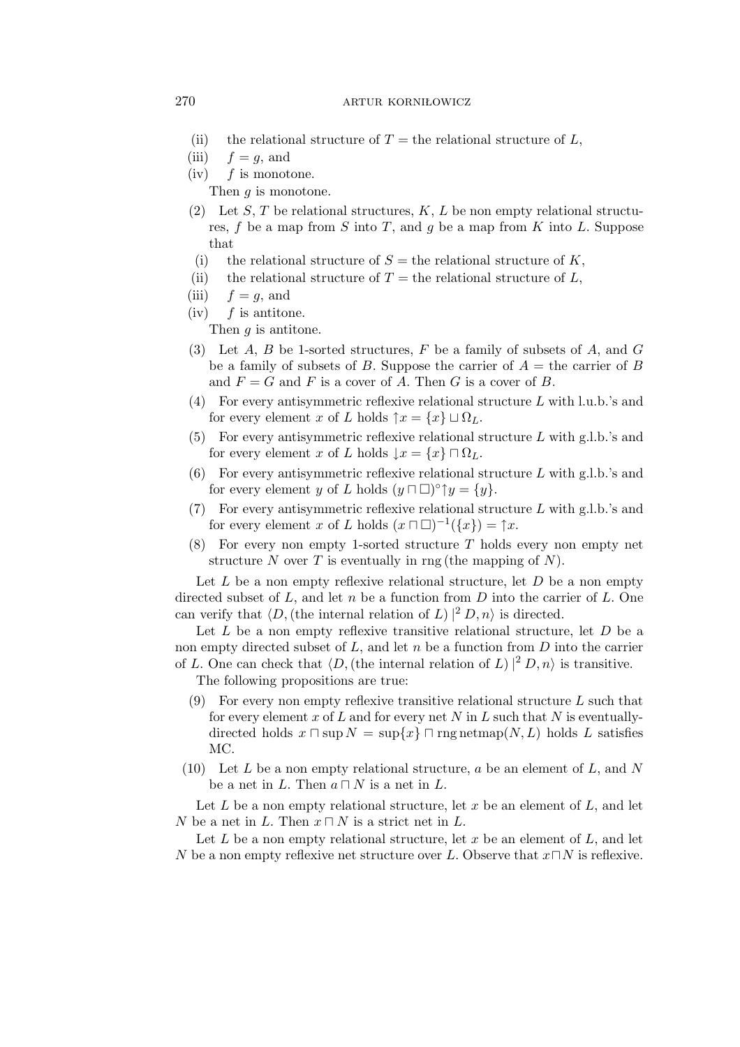(ii) the relational structure of $T$ = the relational structure of $L$,

(iii) $f = g$, and

(iv) $f$ is monotone.

Then $g$ is monotone.

(2) Let $S$, $T$ be relational structures, $K$, $L$ be non empty relational structures, $f$ be a map from $S$ into $T$, and $g$ be a map from $K$ into $L$. Suppose that

(i) the relational structure of $S$ = the relational structure of $K$,

(ii) the relational structure of $T$ = the relational structure of $L$,

(iii) $f = g$, and

(iv) $f$ is antitone.

Then $g$ is antitone.

(3) Let $A$, $B$ be 1-sorted structures, $F$ be a family of subsets of $A$, and $G$ be a family of subsets of $B$. Suppose the carrier of $A$ = the carrier of $B$ and $F = G$ and $F$ is a cover of $A$. Then $G$ is a cover of $B$.

(4) For every antisymmetric reflexive relational structure $L$ with l.u.b.'s and for every element $x$ of $L$ holds $\uparrow x = \{x\} \sqcup \Omega_L$.

(5) For every antisymmetric reflexive relational structure $L$ with g.l.b.'s and for every element $x$ of $L$ holds $\downarrow x = \{x\} \sqcap \Omega_L$.

(6) For every antisymmetric reflexive relational structure $L$ with g.l.b.'s and for every element $y$ of $L$ holds $(y \sqcap \square)^\circ \uparrow y = \{y\}$.

(7) For every antisymmetric reflexive relational structure $L$ with g.l.b.'s and for every element $x$ of $L$ holds $(x \sqcap \square)^{-1}(\{x\}) = \uparrow x$.

(8) For every non empty 1-sorted structure $T$ holds every non empty net structure $N$ over $T$ is eventually in rng (the mapping of $N$).

Let $L$ be a non empty reflexive relational structure, let $D$ be a non empty directed subset of $L$, and let $n$ be a function from $D$ into the carrier of $L$. One can verify that $\langle D, (\text{the internal relation of } L) \,|^2\, D, n\rangle$ is directed.

Let $L$ be a non empty reflexive transitive relational structure, let $D$ be a non empty directed subset of $L$, and let $n$ be a function from $D$ into the carrier of $L$. One can check that $\langle D, (\text{the internal relation of } L) \,|^2\, D, n\rangle$ is transitive.

The following propositions are true:

(9) For every non empty reflexive transitive relational structure $L$ such that for every element $x$ of $L$ and for every net $N$ in $L$ such that $N$ is eventually-directed holds $x \sqcap \sup N = \sup\{x\} \sqcap \operatorname{rng} \operatorname{netmap}(N, L)$ holds $L$ satisfies MC.

(10) Let $L$ be a non empty relational structure, $a$ be an element of $L$, and $N$ be a net in $L$. Then $a \sqcap N$ is a net in $L$.

Let $L$ be a non empty relational structure, let $x$ be an element of $L$, and let $N$ be a net in $L$. Then $x \sqcap N$ is a strict net in $L$.

Let $L$ be a non empty relational structure, let $x$ be an element of $L$, and let $N$ be a non empty reflexive net structure over $L$. Observe that $x \sqcap N$ is reflexive.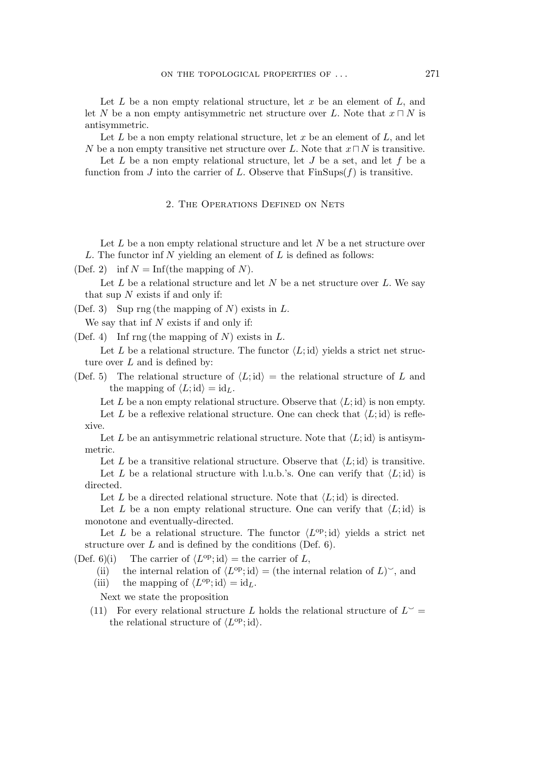Let $L$ be a non empty relational structure, let $x$ be an element of $L$, and let $N$ be a non empty antisymmetric net structure over $L$. Note that $x \sqcap N$ is antisymmetric.

Let $L$ be a non empty relational structure, let $x$ be an element of $L$, and let $N$ be a non empty transitive net structure over $L$. Note that $x \sqcap N$ is transitive.

Let $L$ be a non empty relational structure, let $J$ be a set, and let $f$ be a function from $J$ into the carrier of $L$. Observe that $\mathrm{FinSups}(f)$ is transitive.

## 2. The Operations Defined on Nets

Let $L$ be a non empty relational structure and let $N$ be a net structure over $L$. The functor $\inf N$ yielding an element of $L$ is defined as follows:

(Def. 2) $\inf N = \mathrm{Inf}(\text{the mapping of } N)$.

Let $L$ be a relational structure and let $N$ be a net structure over $L$. We say that sup $N$ exists if and only if:

(Def. 3) Sup rng (the mapping of $N$) exists in $L$.

We say that inf $N$ exists if and only if:

(Def. 4) Inf rng (the mapping of $N$) exists in $L$.

Let $L$ be a relational structure. The functor $\langle L; \mathrm{id}\rangle$ yields a strict net structure over $L$ and is defined by:

(Def. 5) The relational structure of $\langle L; \mathrm{id}\rangle$ = the relational structure of $L$ and the mapping of $\langle L; \mathrm{id}\rangle = \mathrm{id}_L$.

Let $L$ be a non empty relational structure. Observe that $\langle L; \mathrm{id}\rangle$ is non empty.

Let $L$ be a reflexive relational structure. One can check that $\langle L; \mathrm{id}\rangle$ is reflexive.

Let $L$ be an antisymmetric relational structure. Note that $\langle L; \mathrm{id}\rangle$ is antisymmetric.

Let $L$ be a transitive relational structure. Observe that $\langle L; \mathrm{id}\rangle$ is transitive.

Let $L$ be a relational structure with l.u.b.'s. One can verify that $\langle L; \mathrm{id}\rangle$ is directed.

Let $L$ be a directed relational structure. Note that $\langle L; \mathrm{id}\rangle$ is directed.

Let $L$ be a non empty relational structure. One can verify that $\langle L; \mathrm{id}\rangle$ is monotone and eventually-directed.

Let $L$ be a relational structure. The functor $\langle L^{\mathrm{op}}; \mathrm{id}\rangle$ yields a strict net structure over $L$ and is defined by the conditions (Def. 6).

(Def. 6)(i) The carrier of $\langle L^{\mathrm{op}}; \mathrm{id}\rangle$ = the carrier of $L$,

(ii) the internal relation of $\langle L^{\mathrm{op}}; \mathrm{id}\rangle$ = (the internal relation of $L)^{\smile}$, and

(iii) the mapping of $\langle L^{\mathrm{op}}; \mathrm{id}\rangle = \mathrm{id}_L$.

Next we state the proposition

(11) For every relational structure $L$ holds the relational structure of $L^{\smile}$ = the relational structure of $\langle L^{\mathrm{op}}; \mathrm{id}\rangle$.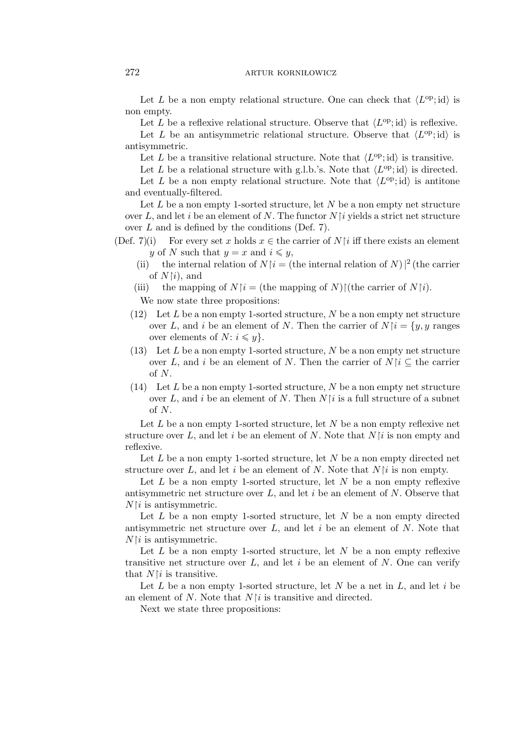Let $L$ be a non empty relational structure. One can check that $\langle L^{\mathrm{op}}; \mathrm{id} \rangle$ is non empty.

Let $L$ be a reflexive relational structure. Observe that $\langle L^{\mathrm{op}}; \mathrm{id} \rangle$ is reflexive.

Let $L$ be an antisymmetric relational structure. Observe that $\langle L^{\mathrm{op}}; \mathrm{id} \rangle$ is antisymmetric.

Let $L$ be a transitive relational structure. Note that $\langle L^{\mathrm{op}}; \mathrm{id} \rangle$ is transitive.

Let $L$ be a relational structure with g.l.b.'s. Note that $\langle L^{\mathrm{op}}; \mathrm{id} \rangle$ is directed.

Let $L$ be a non empty relational structure. Note that $\langle L^{\mathrm{op}}; \mathrm{id} \rangle$ is antitone and eventually-filtered.

Let $L$ be a non empty 1-sorted structure, let $N$ be a non empty net structure over $L$, and let $i$ be an element of $N$. The functor $N{\restriction}i$ yields a strict net structure over $L$ and is defined by the conditions (Def. 7).

(Def. 7)(i) For every set $x$ holds $x \in$ the carrier of $N{\restriction}i$ iff there exists an element $y$ of $N$ such that $y = x$ and $i \leqslant y$,

(ii) the internal relation of $N{\restriction}i =$ (the internal relation of $N$) $|^2$ (the carrier of $N{\restriction}i$), and

(iii) the mapping of $N{\restriction}i =$ (the mapping of $N$)${\restriction}$(the carrier of $N{\restriction}i$).

We now state three propositions:

(12) Let $L$ be a non empty 1-sorted structure, $N$ be a non empty net structure over $L$, and $i$ be an element of $N$. Then the carrier of $N{\restriction}i = \{y, y$ ranges over elements of $N$: $i \leqslant y\}$.

(13) Let $L$ be a non empty 1-sorted structure, $N$ be a non empty net structure over $L$, and $i$ be an element of $N$. Then the carrier of $N{\restriction}i \subseteq$ the carrier of $N$.

(14) Let $L$ be a non empty 1-sorted structure, $N$ be a non empty net structure over $L$, and $i$ be an element of $N$. Then $N{\restriction}i$ is a full structure of a subnet of $N$.

Let $L$ be a non empty 1-sorted structure, let $N$ be a non empty reflexive net structure over $L$, and let $i$ be an element of $N$. Note that $N{\restriction}i$ is non empty and reflexive.

Let $L$ be a non empty 1-sorted structure, let $N$ be a non empty directed net structure over $L$, and let $i$ be an element of $N$. Note that $N{\restriction}i$ is non empty.

Let $L$ be a non empty 1-sorted structure, let $N$ be a non empty reflexive antisymmetric net structure over $L$, and let $i$ be an element of $N$. Observe that $N{\restriction}i$ is antisymmetric.

Let $L$ be a non empty 1-sorted structure, let $N$ be a non empty directed antisymmetric net structure over $L$, and let $i$ be an element of $N$. Note that $N{\restriction}i$ is antisymmetric.

Let $L$ be a non empty 1-sorted structure, let $N$ be a non empty reflexive transitive net structure over $L$, and let $i$ be an element of $N$. One can verify that $N{\restriction}i$ is transitive.

Let $L$ be a non empty 1-sorted structure, let $N$ be a net in $L$, and let $i$ be an element of $N$. Note that $N{\restriction}i$ is transitive and directed.

Next we state three propositions: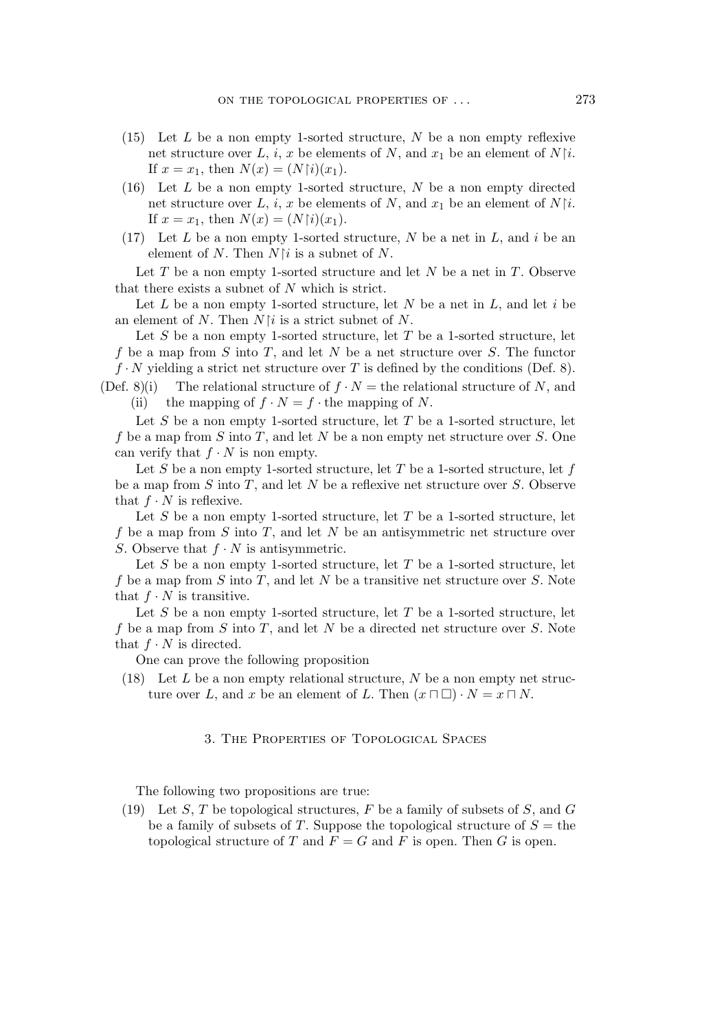(15) Let $L$ be a non empty 1-sorted structure, $N$ be a non empty reflexive net structure over $L$, $i$, $x$ be elements of $N$, and $x_1$ be an element of $N \restriction i$. If $x = x_1$, then $N(x) = (N \restriction i)(x_1)$.

(16) Let $L$ be a non empty 1-sorted structure, $N$ be a non empty directed net structure over $L$, $i$, $x$ be elements of $N$, and $x_1$ be an element of $N \restriction i$. If $x = x_1$, then $N(x) = (N \restriction i)(x_1)$.

(17) Let $L$ be a non empty 1-sorted structure, $N$ be a net in $L$, and $i$ be an element of $N$. Then $N \restriction i$ is a subnet of $N$.

Let $T$ be a non empty 1-sorted structure and let $N$ be a net in $T$. Observe that there exists a subnet of $N$ which is strict.

Let $L$ be a non empty 1-sorted structure, let $N$ be a net in $L$, and let $i$ be an element of $N$. Then $N \restriction i$ is a strict subnet of $N$.

Let $S$ be a non empty 1-sorted structure, let $T$ be a 1-sorted structure, let $f$ be a map from $S$ into $T$, and let $N$ be a net structure over $S$. The functor $f \cdot N$ yielding a strict net structure over $T$ is defined by the conditions (Def. 8).

(Def. 8)(i) The relational structure of $f \cdot N =$ the relational structure of $N$, and

(ii) the mapping of $f \cdot N = f \cdot$ the mapping of $N$.

Let $S$ be a non empty 1-sorted structure, let $T$ be a 1-sorted structure, let $f$ be a map from $S$ into $T$, and let $N$ be a non empty net structure over $S$. One can verify that $f \cdot N$ is non empty.

Let $S$ be a non empty 1-sorted structure, let $T$ be a 1-sorted structure, let $f$ be a map from $S$ into $T$, and let $N$ be a reflexive net structure over $S$. Observe that $f \cdot N$ is reflexive.

Let $S$ be a non empty 1-sorted structure, let $T$ be a 1-sorted structure, let $f$ be a map from $S$ into $T$, and let $N$ be an antisymmetric net structure over $S$. Observe that $f \cdot N$ is antisymmetric.

Let $S$ be a non empty 1-sorted structure, let $T$ be a 1-sorted structure, let $f$ be a map from $S$ into $T$, and let $N$ be a transitive net structure over $S$. Note that $f \cdot N$ is transitive.

Let $S$ be a non empty 1-sorted structure, let $T$ be a 1-sorted structure, let $f$ be a map from $S$ into $T$, and let $N$ be a directed net structure over $S$. Note that $f \cdot N$ is directed.

One can prove the following proposition

(18) Let $L$ be a non empty relational structure, $N$ be a non empty net structure over $L$, and $x$ be an element of $L$. Then $(x \sqcap \square) \cdot N = x \sqcap N$.

## 3. The Properties of Topological Spaces

The following two propositions are true:

(19) Let $S$, $T$ be topological structures, $F$ be a family of subsets of $S$, and $G$ be a family of subsets of $T$. Suppose the topological structure of $S =$ the topological structure of $T$ and $F = G$ and $F$ is open. Then $G$ is open.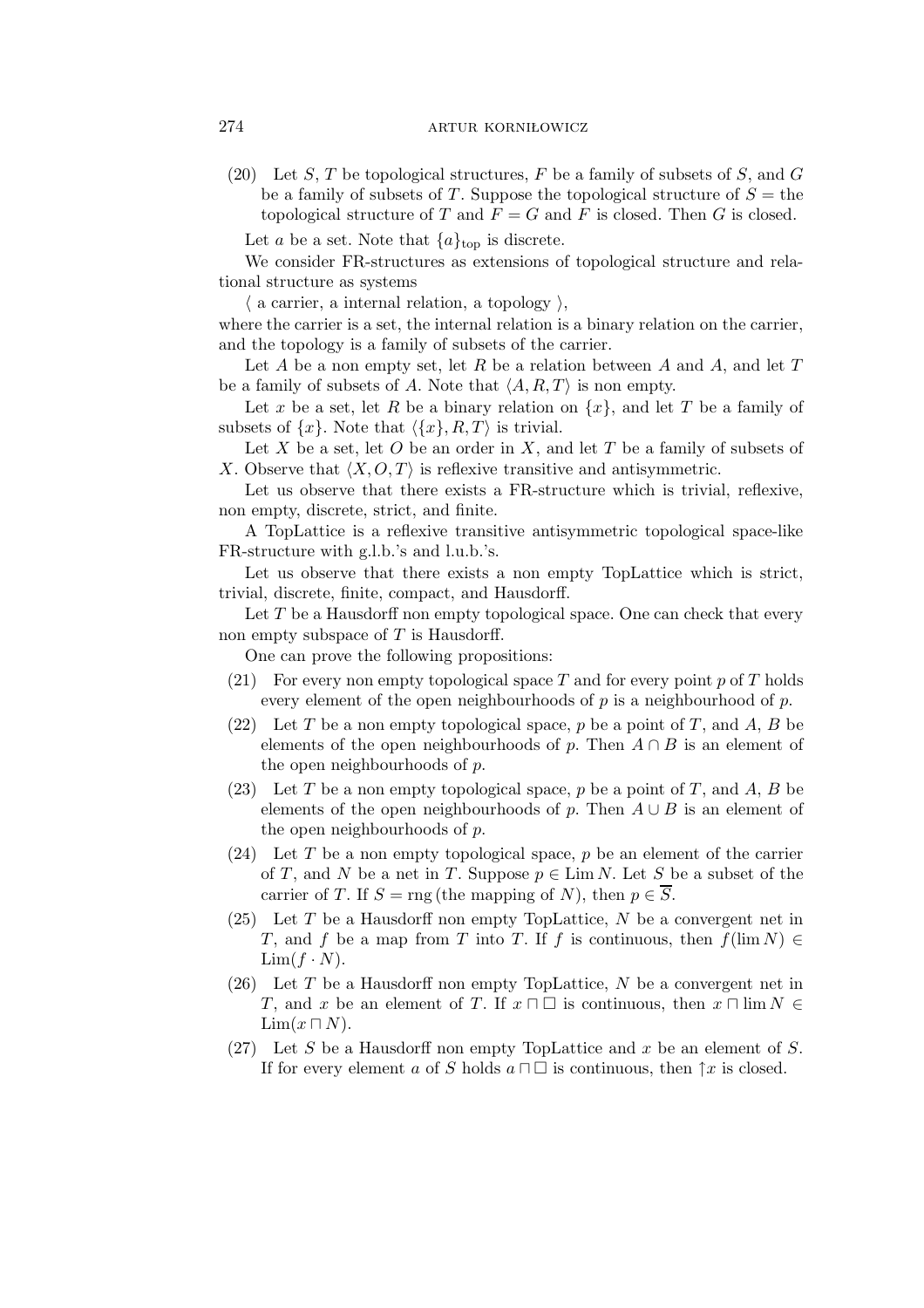(20) Let $S$, $T$ be topological structures, $F$ be a family of subsets of $S$, and $G$ be a family of subsets of $T$. Suppose the topological structure of $S =$ the topological structure of $T$ and $F = G$ and $F$ is closed. Then $G$ is closed.

Let $a$ be a set. Note that $\{a\}_{\rm top}$ is discrete.

We consider FR-structures as extensions of topological structure and relational structure as systems

$\langle$ a carrier, a internal relation, a topology $\rangle$,

where the carrier is a set, the internal relation is a binary relation on the carrier, and the topology is a family of subsets of the carrier.

Let $A$ be a non empty set, let $R$ be a relation between $A$ and $A$, and let $T$ be a family of subsets of $A$. Note that $\langle A, R, T\rangle$ is non empty.

Let $x$ be a set, let $R$ be a binary relation on $\{x\}$, and let $T$ be a family of subsets of $\{x\}$. Note that $\langle \{x\}, R, T\rangle$ is trivial.

Let $X$ be a set, let $O$ be an order in $X$, and let $T$ be a family of subsets of $X$. Observe that $\langle X, O, T\rangle$ is reflexive transitive and antisymmetric.

Let us observe that there exists a FR-structure which is trivial, reflexive, non empty, discrete, strict, and finite.

A TopLattice is a reflexive transitive antisymmetric topological space-like FR-structure with g.l.b.'s and l.u.b.'s.

Let us observe that there exists a non empty TopLattice which is strict, trivial, discrete, finite, compact, and Hausdorff.

Let $T$ be a Hausdorff non empty topological space. One can check that every non empty subspace of $T$ is Hausdorff.

One can prove the following propositions:

(21) For every non empty topological space $T$ and for every point $p$ of $T$ holds every element of the open neighbourhoods of $p$ is a neighbourhood of $p$.

(22) Let $T$ be a non empty topological space, $p$ be a point of $T$, and $A$, $B$ be elements of the open neighbourhoods of $p$. Then $A \cap B$ is an element of the open neighbourhoods of $p$.

(23) Let $T$ be a non empty topological space, $p$ be a point of $T$, and $A$, $B$ be elements of the open neighbourhoods of $p$. Then $A \cup B$ is an element of the open neighbourhoods of $p$.

(24) Let $T$ be a non empty topological space, $p$ be an element of the carrier of $T$, and $N$ be a net in $T$. Suppose $p \in \operatorname{Lim} N$. Let $S$ be a subset of the carrier of $T$. If $S = \operatorname{rng}$ (the mapping of $N$), then $p \in \overline{S}$.

(25) Let $T$ be a Hausdorff non empty TopLattice, $N$ be a convergent net in $T$, and $f$ be a map from $T$ into $T$. If $f$ is continuous, then $f(\lim N) \in \operatorname{Lim}(f \cdot N)$.

(26) Let $T$ be a Hausdorff non empty TopLattice, $N$ be a convergent net in $T$, and $x$ be an element of $T$. If $x \sqcap \square$ is continuous, then $x \sqcap \lim N \in \operatorname{Lim}(x \sqcap N)$.

(27) Let $S$ be a Hausdorff non empty TopLattice and $x$ be an element of $S$. If for every element $a$ of $S$ holds $a \sqcap \square$ is continuous, then $\uparrow x$ is closed.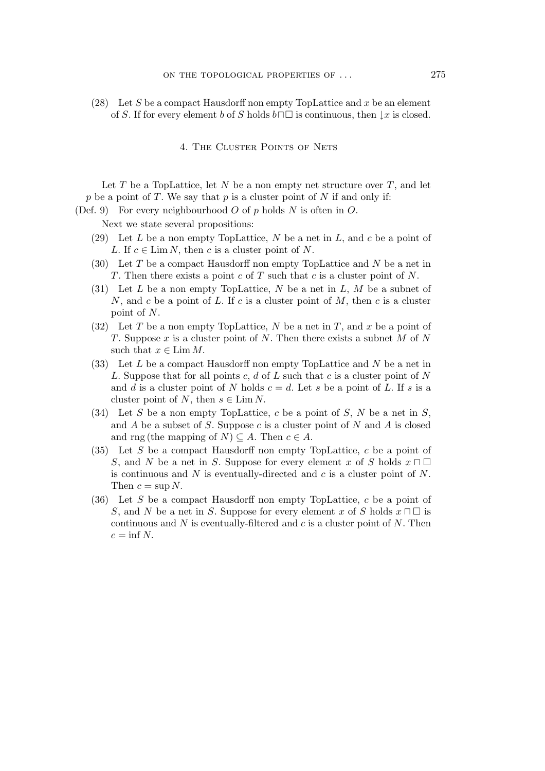(28) Let $S$ be a compact Hausdorff non empty TopLattice and $x$ be an element of $S$. If for every element $b$ of $S$ holds $b \sqcap \Box$ is continuous, then $\downarrow x$ is closed.

## 4. The Cluster Points of Nets

Let $T$ be a TopLattice, let $N$ be a non empty net structure over $T$, and let $p$ be a point of $T$. We say that $p$ is a cluster point of $N$ if and only if:

(Def. 9) For every neighbourhood $O$ of $p$ holds $N$ is often in $O$.

Next we state several propositions:

(29) Let $L$ be a non empty TopLattice, $N$ be a net in $L$, and $c$ be a point of $L$. If $c \in \operatorname{Lim} N$, then $c$ is a cluster point of $N$.

(30) Let $T$ be a compact Hausdorff non empty TopLattice and $N$ be a net in $T$. Then there exists a point $c$ of $T$ such that $c$ is a cluster point of $N$.

(31) Let $L$ be a non empty TopLattice, $N$ be a net in $L$, $M$ be a subnet of $N$, and $c$ be a point of $L$. If $c$ is a cluster point of $M$, then $c$ is a cluster point of $N$.

(32) Let $T$ be a non empty TopLattice, $N$ be a net in $T$, and $x$ be a point of $T$. Suppose $x$ is a cluster point of $N$. Then there exists a subnet $M$ of $N$ such that $x \in \operatorname{Lim} M$.

(33) Let $L$ be a compact Hausdorff non empty TopLattice and $N$ be a net in $L$. Suppose that for all points $c$, $d$ of $L$ such that $c$ is a cluster point of $N$ and $d$ is a cluster point of $N$ holds $c = d$. Let $s$ be a point of $L$. If $s$ is a cluster point of $N$, then $s \in \operatorname{Lim} N$.

(34) Let $S$ be a non empty TopLattice, $c$ be a point of $S$, $N$ be a net in $S$, and $A$ be a subset of $S$. Suppose $c$ is a cluster point of $N$ and $A$ is closed and $\operatorname{rng}(\text{the mapping of } N) \subseteq A$. Then $c \in A$.

(35) Let $S$ be a compact Hausdorff non empty TopLattice, $c$ be a point of $S$, and $N$ be a net in $S$. Suppose for every element $x$ of $S$ holds $x \sqcap \Box$ is continuous and $N$ is eventually-directed and $c$ is a cluster point of $N$. Then $c = \sup N$.

(36) Let $S$ be a compact Hausdorff non empty TopLattice, $c$ be a point of $S$, and $N$ be a net in $S$. Suppose for every element $x$ of $S$ holds $x \sqcap \Box$ is continuous and $N$ is eventually-filtered and $c$ is a cluster point of $N$. Then $c = \inf N$.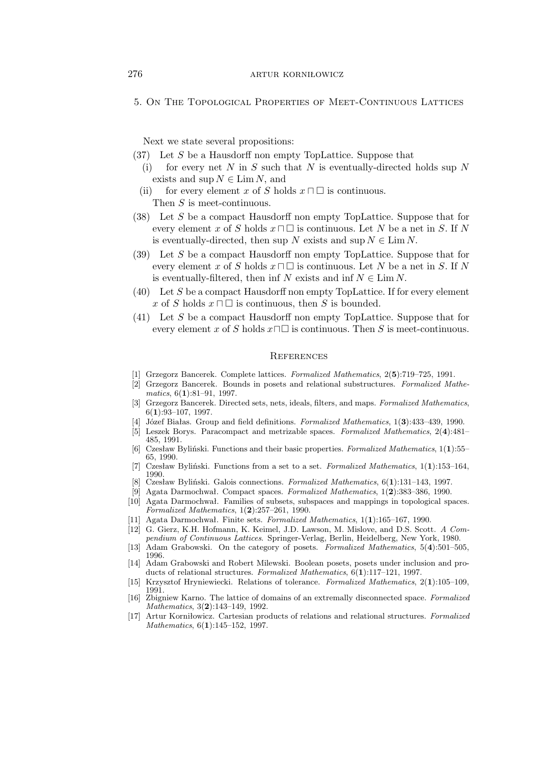## 5. On The Topological Properties of Meet-Continuous Lattices

Next we state several propositions:

(37) Let $S$ be a Hausdorff non empty TopLattice. Suppose that

  (i) for every net $N$ in $S$ such that $N$ is eventually-directed holds sup $N$ exists and $\sup N \in \operatorname{Lim} N$, and

  (ii) for every element $x$ of $S$ holds $x \sqcap \square$ is continuous.

  Then $S$ is meet-continuous.

(38) Let $S$ be a compact Hausdorff non empty TopLattice. Suppose that for every element $x$ of $S$ holds $x \sqcap \square$ is continuous. Let $N$ be a net in $S$. If $N$ is eventually-directed, then sup $N$ exists and $\sup N \in \operatorname{Lim} N$.

(39) Let $S$ be a compact Hausdorff non empty TopLattice. Suppose that for every element $x$ of $S$ holds $x \sqcap \square$ is continuous. Let $N$ be a net in $S$. If $N$ is eventually-filtered, then inf $N$ exists and $\inf N \in \operatorname{Lim} N$.

(40) Let $S$ be a compact Hausdorff non empty TopLattice. If for every element $x$ of $S$ holds $x \sqcap \square$ is continuous, then $S$ is bounded.

(41) Let $S$ be a compact Hausdorff non empty TopLattice. Suppose that for every element $x$ of $S$ holds $x \sqcap \square$ is continuous. Then $S$ is meet-continuous.

## References

[1] Grzegorz Bancerek. Complete lattices. *Formalized Mathematics*, 2(**5**):719–725, 1991.

[2] Grzegorz Bancerek. Bounds in posets and relational substructures. *Formalized Mathematics*, 6(**1**):81–91, 1997.

[3] Grzegorz Bancerek. Directed sets, nets, ideals, filters, and maps. *Formalized Mathematics*, 6(**1**):93–107, 1997.

[4] Józef Białas. Group and field definitions. *Formalized Mathematics*, 1(**3**):433–439, 1990.

[5] Leszek Borys. Paracompact and metrizable spaces. *Formalized Mathematics*, 2(**4**):481–485, 1991.

[6] Czesław Byliński. Functions and their basic properties. *Formalized Mathematics*, 1(**1**):55–65, 1990.

[7] Czesław Byliński. Functions from a set to a set. *Formalized Mathematics*, 1(**1**):153–164, 1990.

[8] Czesław Byliński. Galois connections. *Formalized Mathematics*, 6(**1**):131–143, 1997.

[9] Agata Darmochwał. Compact spaces. *Formalized Mathematics*, 1(**2**):383–386, 1990.

[10] Agata Darmochwał. Families of subsets, subspaces and mappings in topological spaces. *Formalized Mathematics*, 1(**2**):257–261, 1990.

[11] Agata Darmochwał. Finite sets. *Formalized Mathematics*, 1(**1**):165–167, 1990.

[12] G. Gierz, K.H. Hofmann, K. Keimel, J.D. Lawson, M. Mislove, and D.S. Scott. *A Compendium of Continuous Lattices*. Springer-Verlag, Berlin, Heidelberg, New York, 1980.

[13] Adam Grabowski. On the category of posets. *Formalized Mathematics*, 5(**4**):501–505, 1996.

[14] Adam Grabowski and Robert Milewski. Boolean posets, posets under inclusion and products of relational structures. *Formalized Mathematics*, 6(**1**):117–121, 1997.

[15] Krzysztof Hryniewiecki. Relations of tolerance. *Formalized Mathematics*, 2(**1**):105–109, 1991.

[16] Zbigniew Karno. The lattice of domains of an extremally disconnected space. *Formalized Mathematics*, 3(**2**):143–149, 1992.

[17] Artur Korniłowicz. Cartesian products of relations and relational structures. *Formalized Mathematics*, 6(**1**):145–152, 1997.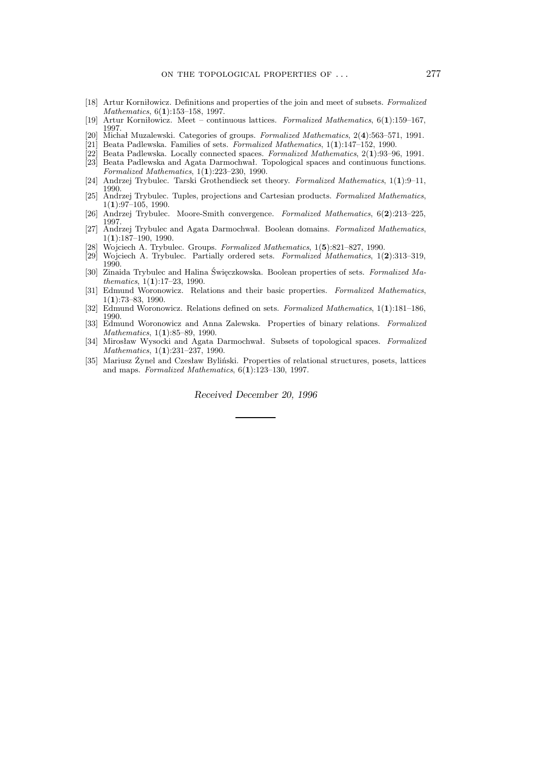[18] Artur Korniłowicz. Definitions and properties of the join and meet of subsets. *Formalized Mathematics*, 6(**1**):153–158, 1997.

[19] Artur Korniłowicz. Meet – continuous lattices. *Formalized Mathematics*, 6(**1**):159–167, 1997.

[20] Michał Muzalewski. Categories of groups. *Formalized Mathematics*, 2(**4**):563–571, 1991.

[21] Beata Padlewska. Families of sets. *Formalized Mathematics*, 1(**1**):147–152, 1990.

[22] Beata Padlewska. Locally connected spaces. *Formalized Mathematics*, 2(**1**):93–96, 1991.

[23] Beata Padlewska and Agata Darmochwał. Topological spaces and continuous functions. *Formalized Mathematics*, 1(**1**):223–230, 1990.

[24] Andrzej Trybulec. Tarski Grothendieck set theory. *Formalized Mathematics*, 1(**1**):9–11, 1990.

[25] Andrzej Trybulec. Tuples, projections and Cartesian products. *Formalized Mathematics*, 1(**1**):97–105, 1990.

[26] Andrzej Trybulec. Moore-Smith convergence. *Formalized Mathematics*, 6(**2**):213–225, 1997.

[27] Andrzej Trybulec and Agata Darmochwał. Boolean domains. *Formalized Mathematics*, 1(**1**):187–190, 1990.

[28] Wojciech A. Trybulec. Groups. *Formalized Mathematics*, 1(**5**):821–827, 1990.

[29] Wojciech A. Trybulec. Partially ordered sets. *Formalized Mathematics*, 1(**2**):313–319, 1990.

[30] Zinaida Trybulec and Halina Święczkowska. Boolean properties of sets. *Formalized Mathematics*, 1(**1**):17–23, 1990.

[31] Edmund Woronowicz. Relations and their basic properties. *Formalized Mathematics*, 1(**1**):73–83, 1990.

[32] Edmund Woronowicz. Relations defined on sets. *Formalized Mathematics*, 1(**1**):181–186, 1990.

[33] Edmund Woronowicz and Anna Zalewska. Properties of binary relations. *Formalized Mathematics*, 1(**1**):85–89, 1990.

[34] Mirosław Wysocki and Agata Darmochwał. Subsets of topological spaces. *Formalized Mathematics*, 1(**1**):231–237, 1990.

[35] Mariusz Żynel and Czesław Byliński. Properties of relational structures, posets, lattices and maps. *Formalized Mathematics*, 6(**1**):123–130, 1997.

*Received December 20, 1996*